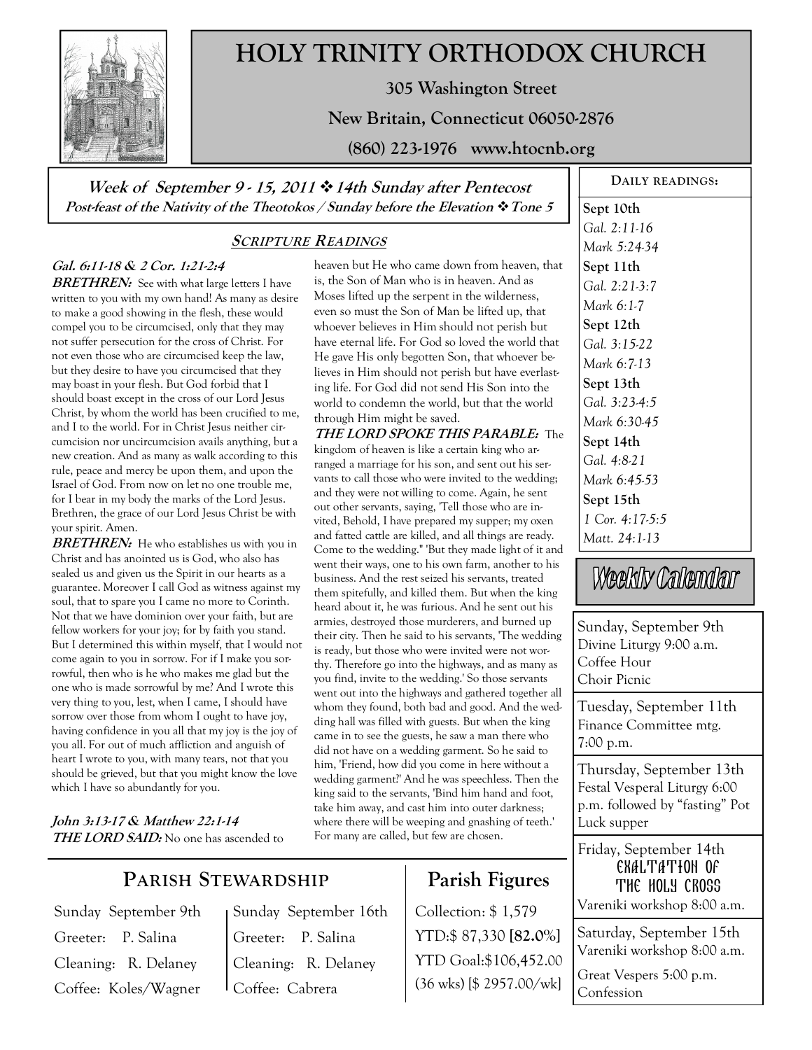# HOLY TRINITY ORTHODOX CHURCH

**305 Washington Street**

**New Britain, Connecticut 06050-2876**

**(860) 223-1976 www.htocnb.org**

***Week of September 9 - 15, 2011 ❖ 14th Sunday after Pentecost***

***Post-feast of the Nativity of the Theotokos / Sunday before the Elevation ❖ Tone 5***

## SCRIPTURE READINGS

***Gal. 6:11-18 & 2 Cor. 1:21-2:4***

***BRETHREN:*** See with what large letters I have written to you with my own hand! As many as desire to make a good showing in the flesh, these would compel you to be circumcised, only that they may not suffer persecution for the cross of Christ. For not even those who are circumcised keep the law, but they desire to have you circumcised that they may boast in your flesh. But God forbid that I should boast except in the cross of our Lord Jesus Christ, by whom the world has been crucified to me, and I to the world. For in Christ Jesus neither circumcision nor uncircumcision avails anything, but a new creation. And as many as walk according to this rule, peace and mercy be upon them, and upon the Israel of God. From now on let no one trouble me, for I bear in my body the marks of the Lord Jesus. Brethren, the grace of our Lord Jesus Christ be with your spirit. Amen.

***BRETHREN:*** He who establishes us with you in Christ and has anointed us is God, who also has sealed us and given us the Spirit in our hearts as a guarantee. Moreover I call God as witness against my soul, that to spare you I came no more to Corinth. Not that we have dominion over your faith, but are fellow workers for your joy; for by faith you stand. But I determined this within myself, that I would not come again to you in sorrow. For if I make you sorrowful, then who is he who makes me glad but the one who is made sorrowful by me? And I wrote this very thing to you, lest, when I came, I should have sorrow over those from whom I ought to have joy, having confidence in you all that my joy is the joy of you all. For out of much affliction and anguish of heart I wrote to you, with many tears, not that you should be grieved, but that you might know the love which I have so abundantly for you.

***John 3:13-17 & Matthew 22:1-14***

***THE LORD SAID:*** No one has ascended to heaven but He who came down from heaven, that is, the Son of Man who is in heaven. And as Moses lifted up the serpent in the wilderness, even so must the Son of Man be lifted up, that whoever believes in Him should not perish but have eternal life. For God so loved the world that He gave His only begotten Son, that whoever believes in Him should not perish but have everlasting life. For God did not send His Son into the world to condemn the world, but that the world through Him might be saved.

***THE LORD SPOKE THIS PARABLE:*** The kingdom of heaven is like a certain king who arranged a marriage for his son, and sent out his servants to call those who were invited to the wedding; and they were not willing to come. Again, he sent out other servants, saying, 'Tell those who are invited, Behold, I have prepared my supper; my oxen and fatted cattle are killed, and all things are ready. Come to the wedding." 'But they made light of it and went their ways, one to his own farm, another to his business. And the rest seized his servants, treated them spitefully, and killed them. But when the king heard about it, he was furious. And he sent out his armies, destroyed those murderers, and burned up their city. Then he said to his servants, 'The wedding is ready, but those who were invited were not worthy. Therefore go into the highways, and as many as you find, invite to the wedding.' So those servants went out into the highways and gathered together all whom they found, both bad and good. And the wedding hall was filled with guests. But when the king came in to see the guests, he saw a man there who did not have on a wedding garment. So he said to him, 'Friend, how did you come in here without a wedding garment?' And he was speechless. Then the king said to the servants, 'Bind him hand and foot, take him away, and cast him into outer darkness; where there will be weeping and gnashing of teeth.' For many are called, but few are chosen.

## DAILY READINGS:

**Sept 10th**
*Gal. 2:11-16*
*Mark 5:24-34*

**Sept 11th**
*Gal. 2:21-3:7*
*Mark 6:1-7*

**Sept 12th**
*Gal. 3:15-22*
*Mark 6:7-13*

**Sept 13th**
*Gal. 3:23-4:5*
*Mark 6:30-45*

**Sept 14th**
*Gal. 4:8-21*
*Mark 6:45-53*

**Sept 15th**
*1 Cor. 4:17-5:5*
*Matt. 24:1-13*

## Weekly Calendar

**Sunday, September 9th**
Divine Liturgy 9:00 a.m.
Coffee Hour
Choir Picnic

**Tuesday, September 11th**
Finance Committee mtg.
7:00 p.m.

**Thursday, September 13th**
Festal Vesperal Liturgy 6:00 p.m. followed by "fasting" Pot Luck supper

**Friday, September 14th**
EXALTATION OF THE HOLY CROSS
Vareniki workshop 8:00 a.m.

**Saturday, September 15th**
Vareniki workshop 8:00 a.m.
Great Vespers 5:00 p.m.
Confession

## PARISH STEWARDSHIP

| Sunday September 9th | Sunday September 16th |
|---|---|
| Greeter: P. Salina | Greeter: P. Salina |
| Cleaning: R. Delaney | Cleaning: R. Delaney |
| Coffee: Koles/Wagner | Coffee: Cabrera |

## Parish Figures

Collection: $ 1,579

YTD:$ 87,330 [**82.0**%]

YTD Goal:$106,452.00

(36 wks) [$ 2957.00/wk]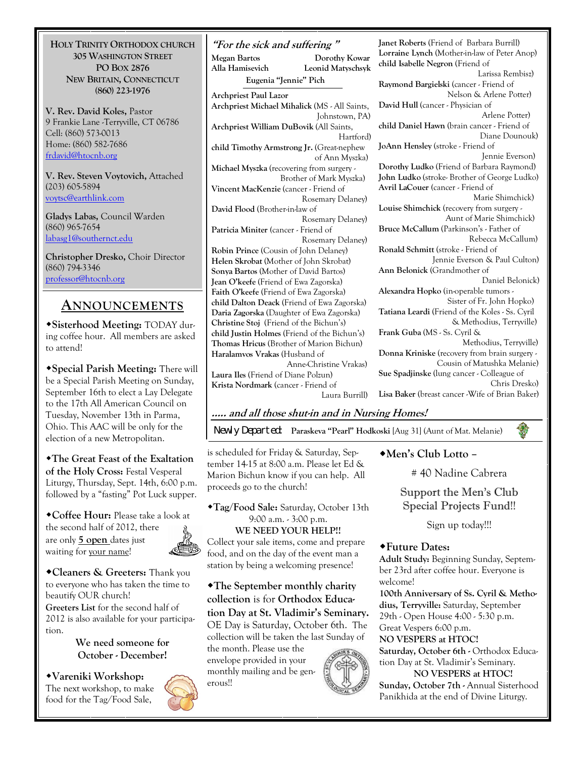**Holy Trinity Orthodox Church**
**305 Washington Street**
**PO Box 2876**
**New Britain, Connecticut**
**(860) 223-1976**

**V. Rev. David Koles,** Pastor
9 Frankie Lane -Terryville, CT 06786
Cell: (860) 573-0013
Home: (860) 582-7686
frdavid@htocnb.org

**V. Rev. Steven Voytovich,** Attached
(203) 605-5894
voytsc@earthlink.com

**Gladys Labas,** Council Warden
(860) 965-7654
labasg1@southernct.edu

**Christopher Dresko,** Choir Director
(860) 794-3346
professor@htocnb.org

## ANNOUNCEMENTS

**Sisterhood Meeting:** TODAY during coffee hour. All members are asked to attend!

**Special Parish Meeting:** There will be a Special Parish Meeting on Sunday, September 16th to elect a Lay Delegate to the 17th All American Council on Tuesday, November 13th in Parma, Ohio. This AAC will be only for the election of a new Metropolitan.

**The Great Feast of the Exaltation of the Holy Cross:** Festal Vesperal Liturgy, Thursday, Sept. 14th, 6:00 p.m. followed by a "fasting" Pot Luck supper.

**Coffee Hour:** Please take a look at the second half of 2012, there are only **5 open** dates just waiting for your name!

**Cleaners & Greeters:** Thank you to everyone who has taken the time to beautify OUR church!
**Greeters List** for the second half of 2012 is also available for your participation.

**We need someone for October - December!**

**Vareniki Workshop:** The next workshop, to make food for the Tag/Food Sale, is scheduled for Friday & Saturday, September 14-15 at 8:00 a.m. Please let Ed & Marion Bichun know if you can help. All proceeds go to the church!

**Tag/Food Sale:** Saturday, October 13th 9:00 a.m. - 3:00 p.m.
**WE NEED YOUR HELP!!**
Collect your sale items, come and prepare food, and on the day of the event man a station by being a welcoming presence!

**The September monthly charity collection** is for **Orthodox Education Day at St. Vladimir's Seminary.** OE Day is Saturday, October 6th. The collection will be taken the last Sunday of the month. Please use the envelope provided in your monthly mailing and be generous!!

**Men's Club Lotto –**

# 40 Nadine Cabrera

Support the Men's Club Special Projects Fund!!

Sign up today!!!

**Future Dates:**
**Adult Study:** Beginning Sunday, September 23rd after coffee hour. Everyone is welcome!
**100th Anniversary of Ss. Cyril & Methodius, Terryville:** Saturday, September 29th - Open House 4:00 - 5:30 p.m. Great Vespers 6:00 p.m.
**NO VESPERS at HTOC!**
**Saturday, October 6th -** Orthodox Education Day at St. Vladimir's Seminary.
**NO VESPERS at HTOC!**
**Sunday, October 7th -** Annual Sisterhood Panikhida at the end of Divine Liturgy.

### *"For the sick and suffering"*

**Megan Bartos** — **Dorothy Kowar**
**Alla Hamisevich** — **Leonid Matyschsyk**
**Eugenia "Jennie" Pich**

**Archpriest Paul Lazor**
**Archpriest Michael Mihalick** (MS - All Saints, Johnstown, PA)
**Archpriest William DuBovik** (All Saints, Hartford)
**child Timothy Armstrong Jr.** (Great-nephew of Ann Myszka)
**Michael Myszka** (recovering from surgery - Brother of Mark Myszka)
**Vincent MacKenzie** (cancer - Friend of Rosemary Delaney)
**David Flood** (Brother-in-law of Rosemary Delaney)
**Patricia Miniter** (cancer - Friend of Rosemary Delaney)
**Robin Prince** (Cousin of John Delaney)
**Helen Skrobat** (Mother of John Skrobat)
**Sonya Bartos** (Mother of David Bartos)
**Jean O'keefe** (Friend of Ewa Zagorska)
**Faith O'keefe** (Friend of Ewa Zagorska)
**child Dalton Deack** (Friend of Ewa Zagorska)
**Daria Zagorska** (Daughter of Ewa Zagorska)
**Christine Stoj** (Friend of the Bichun's)
**child Justin Holmes** (Friend of the Bichun's)
**Thomas Hricus** (Brother of Marion Bichun)
**Haralamvos Vrakas** (Husband of Anne-Christine Vrakas)
**Laura Iles** (Friend of Diane Polzun)
**Krista Nordmark** (cancer - Friend of Laura Burrill)
**Janet Roberts** (Friend of Barbara Burrill)
**Lorraine Lynch** (Mother-in-law of Peter Anop)
**child Isabelle Negron** (Friend of Larissa Rembisz)
**Raymond Bargielski** (cancer - Friend of Nelson & Arlene Potter)
**David Hull** (cancer - Physician of Arlene Potter)
**child Daniel Hawn** (brain cancer - Friend of Diane Dounouk)
**JoAnn Hensley** (stroke - Friend of Jennie Everson)
**Dorothy Ludko** (Friend of Barbara Raymond)
**John Ludko** (stroke- Brother of George Ludko)
**Avril LaCouer** (cancer - Friend of Marie Shimchick)
**Louise Shimchick** (recovery from surgery - Aunt of Marie Shimchick)
**Bruce McCallum** (Parkinson's - Father of Rebecca McCallum)
**Ronald Schmitt** (stroke - Friend of Jennie Everson & Paul Culton)
**Ann Belonick** (Grandmother of Daniel Belonick)
**Alexandra Hopko** (in-operable tumors - Sister of Fr. John Hopko)
**Tatiana Leardi** (Friend of the Koles - Ss. Cyril & Methodius, Terryville)
**Frank Guba** (MS - Ss. Cyril & Methodius, Terryville)
**Donna Kriniske** (recovery from brain surgery - Cousin of Matushka Melanie)
**Sue Spadjinske** (lung cancer - Colleague of Chris Dresko)
**Lisa Baker** (breast cancer -Wife of Brian Baker)

***..... and all those shut-in and in Nursing Homes!***

*Newly Departed:* **Paraskeva "Pearl" Hodkoski** [Aug 31] (Aunt of Mat. Melanie)